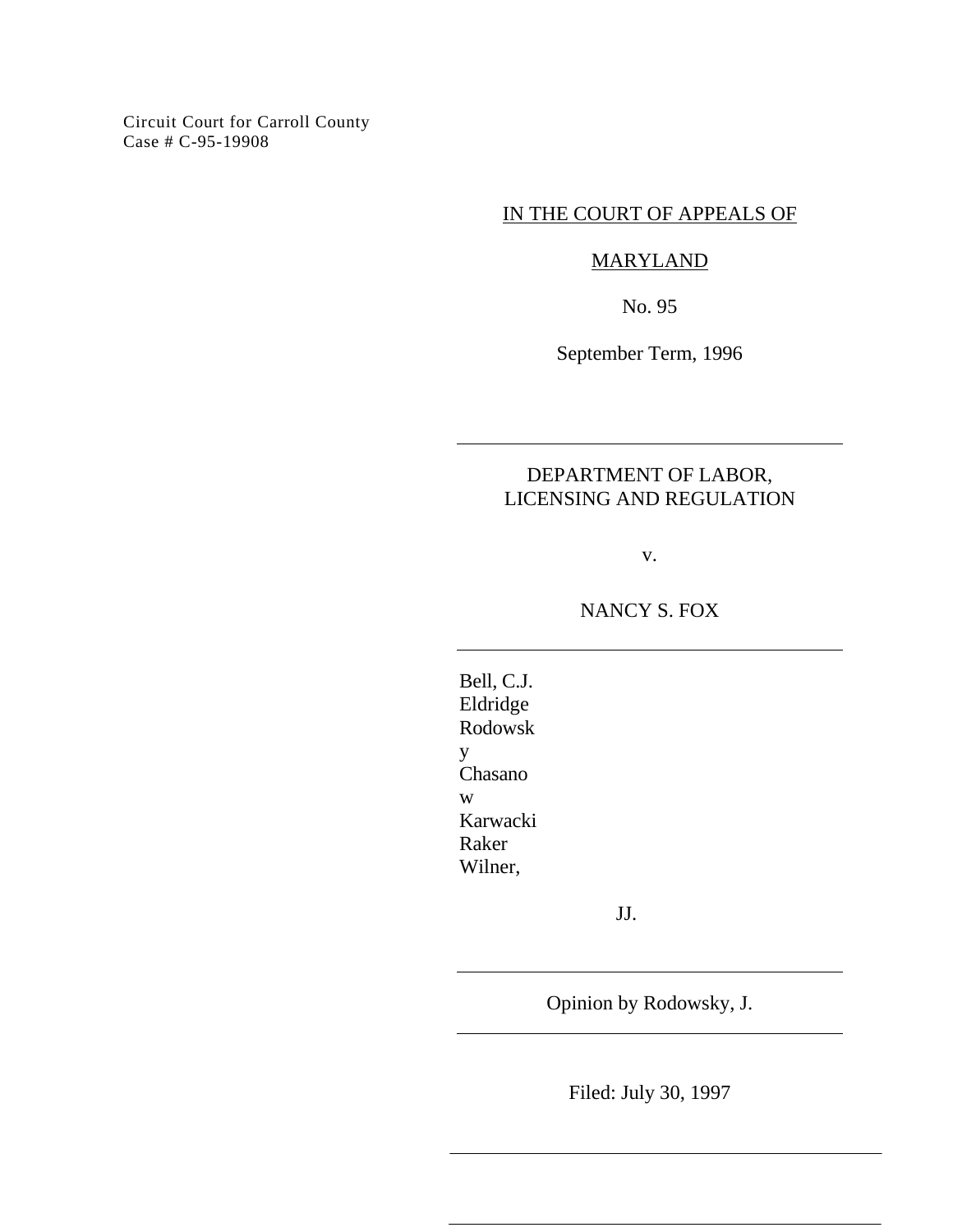Circuit Court for Carroll County
Case # C-95-19908

IN THE COURT OF APPEALS OF

MARYLAND

No. 95

September Term, 1996

---

DEPARTMENT OF LABOR,
LICENSING AND REGULATION

v.

NANCY S. FOX

---

Bell, C.J.
Eldridge
Rodowsky
Chasanow
Karwacki
Raker
Wilner,

JJ.

---

Opinion by Rodowsky, J.

---

Filed: July 30, 1997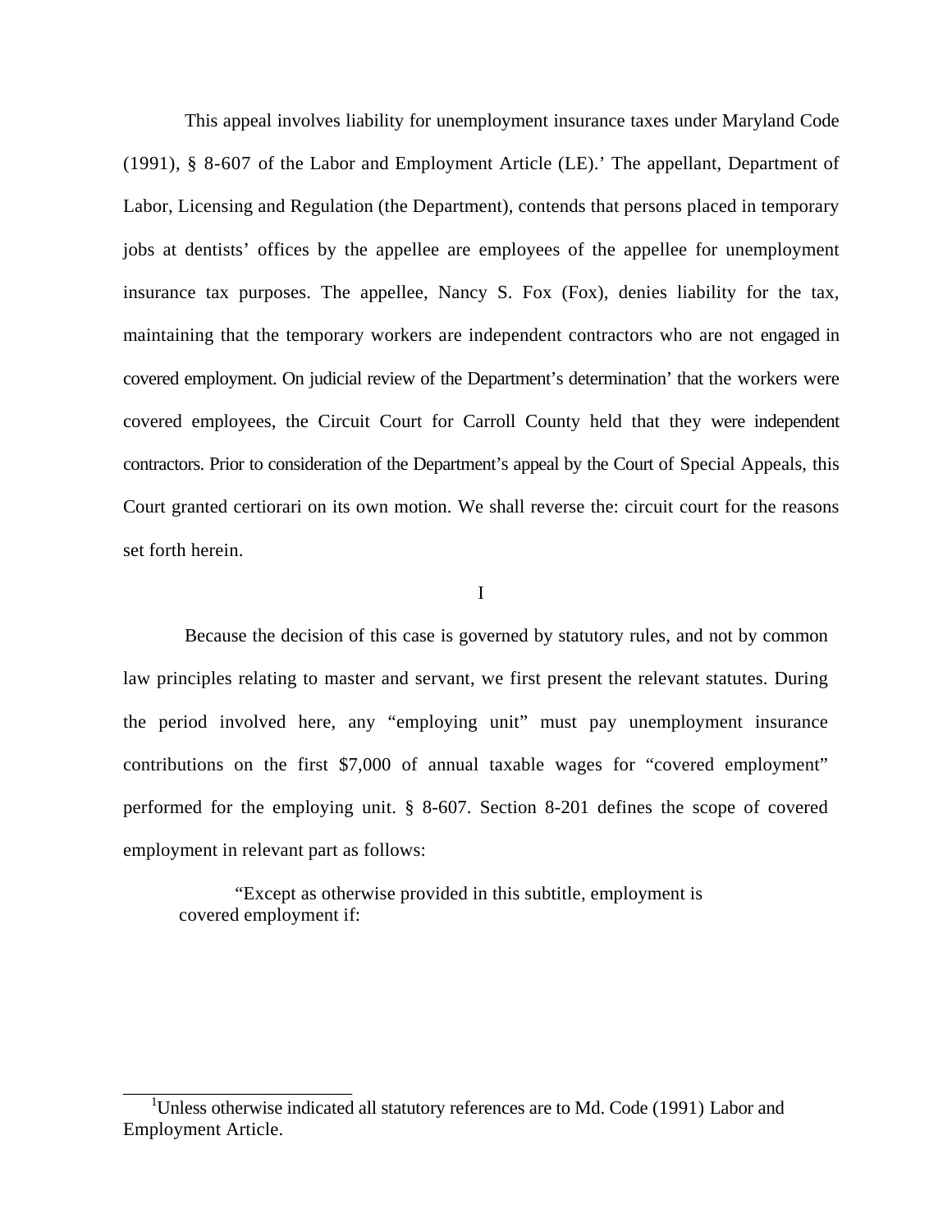This appeal involves liability for unemployment insurance taxes under Maryland Code (1991), § 8-607 of the Labor and Employment Article (LE).[1] The appellant, Department of Labor, Licensing and Regulation (the Department), contends that persons placed in temporary jobs at dentists' offices by the appellee are employees of the appellee for unemployment insurance tax purposes. The appellee, Nancy S. Fox (Fox), denies liability for the tax, maintaining that the temporary workers are independent contractors who are not engaged in covered employment. On judicial review of the Department's determination' that the workers were covered employees, the Circuit Court for Carroll County held that they were independent contractors. Prior to consideration of the Department's appeal by the Court of Special Appeals, this Court granted certiorari on its own motion. We shall reverse the: circuit court for the reasons set forth herein.

I

Because the decision of this case is governed by statutory rules, and not by common law principles relating to master and servant, we first present the relevant statutes. During the period involved here, any "employing unit" must pay unemployment insurance contributions on the first $7,000 of annual taxable wages for "covered employment" performed for the employing unit. § 8-607. Section 8-201 defines the scope of covered employment in relevant part as follows:

> "Except as otherwise provided in this subtitle, employment is covered employment if:

---

[1] Unless otherwise indicated all statutory references are to Md. Code (1991) Labor and Employment Article.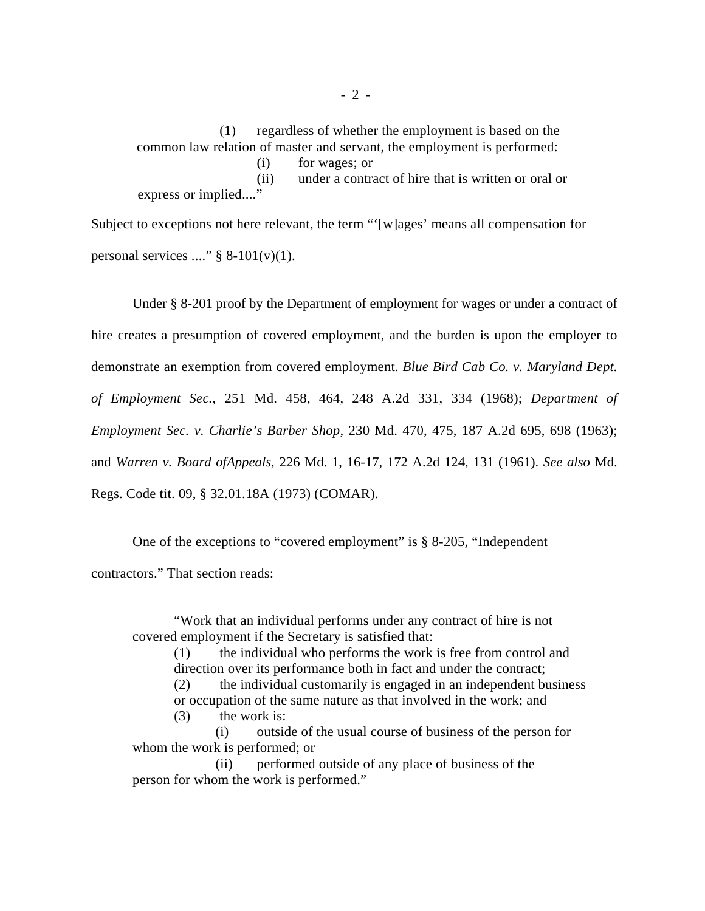> (1) regardless of whether the employment is based on the common law relation of master and servant, the employment is performed:
>
> (i) for wages; or
>
> (ii) under a contract of hire that is written or oral or express or implied...."

Subject to exceptions not here relevant, the term "'[w]ages' means all compensation for personal services ...." § 8-101(v)(1).

Under § 8-201 proof by the Department of employment for wages or under a contract of hire creates a presumption of covered employment, and the burden is upon the employer to demonstrate an exemption from covered employment. *Blue Bird Cab Co. v. Maryland Dept. of Employment Sec.*, 251 Md. 458, 464, 248 A.2d 331, 334 (1968); *Department of Employment Sec. v. Charlie's Barber Shop*, 230 Md. 470, 475, 187 A.2d 695, 698 (1963); and *Warren v. Board ofAppeals*, 226 Md. 1, 16-17, 172 A.2d 124, 131 (1961). *See also* Md. Regs. Code tit. 09, § 32.01.18A (1973) (COMAR).

One of the exceptions to "covered employment" is § 8-205, "Independent contractors." That section reads:

> "Work that an individual performs under any contract of hire is not covered employment if the Secretary is satisfied that:
>
> (1) the individual who performs the work is free from control and direction over its performance both in fact and under the contract;
>
> (2) the individual customarily is engaged in an independent business or occupation of the same nature as that involved in the work; and
>
> (3) the work is:
>
> (i) outside of the usual course of business of the person for whom the work is performed; or
>
> (ii) performed outside of any place of business of the person for whom the work is performed."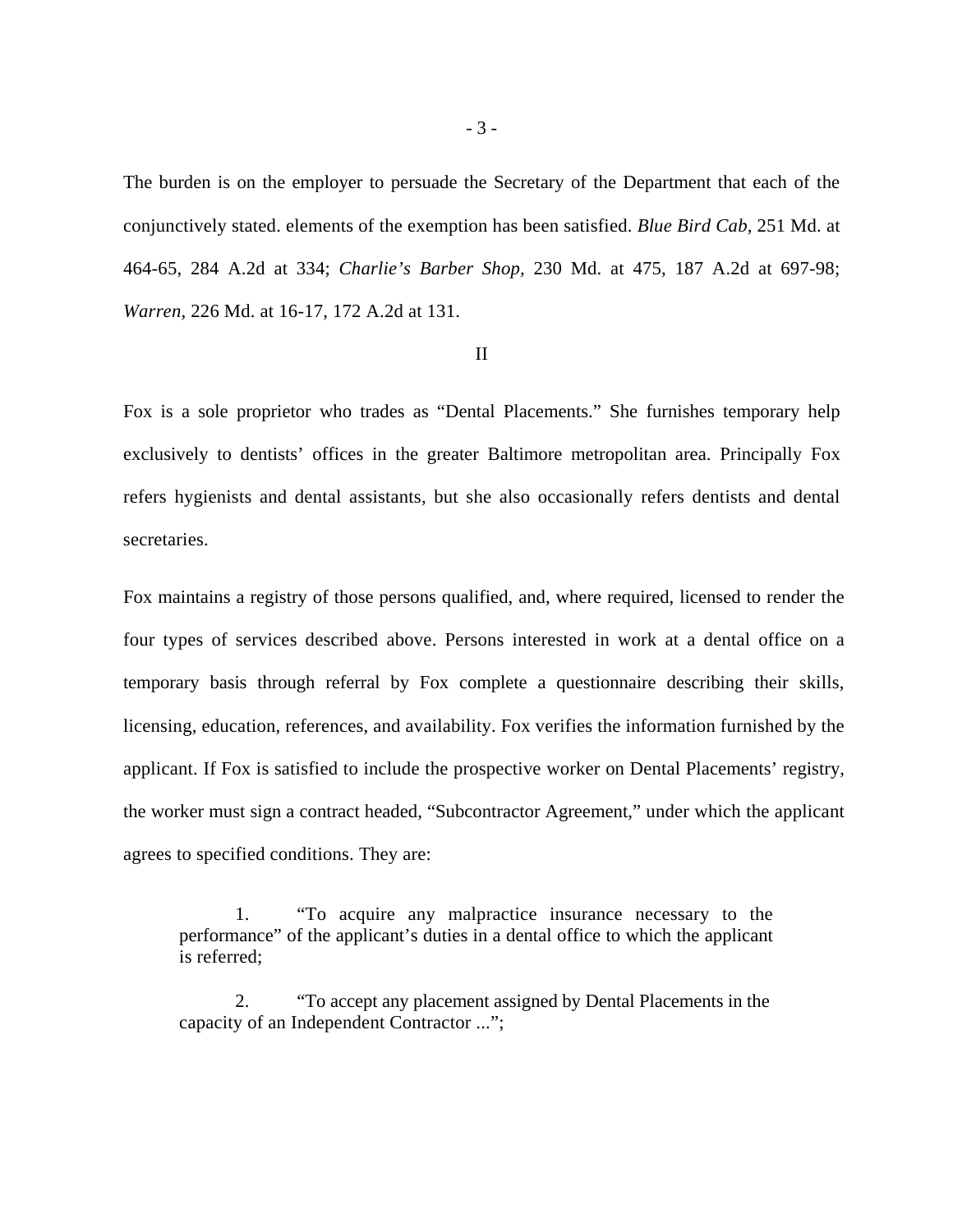The burden is on the employer to persuade the Secretary of the Department that each of the conjunctively stated. elements of the exemption has been satisfied. *Blue Bird Cab*, 251 Md. at 464-65, 284 A.2d at 334; *Charlie's Barber Shop*, 230 Md. at 475, 187 A.2d at 697-98; *Warren*, 226 Md. at 16-17, 172 A.2d at 131.

## II

Fox is a sole proprietor who trades as "Dental Placements." She furnishes temporary help exclusively to dentists' offices in the greater Baltimore metropolitan area. Principally Fox refers hygienists and dental assistants, but she also occasionally refers dentists and dental secretaries.

Fox maintains a registry of those persons qualified, and, where required, licensed to render the four types of services described above. Persons interested in work at a dental office on a temporary basis through referral by Fox complete a questionnaire describing their skills, licensing, education, references, and availability. Fox verifies the information furnished by the applicant. If Fox is satisfied to include the prospective worker on Dental Placements' registry, the worker must sign a contract headed, "Subcontractor Agreement," under which the applicant agrees to specified conditions. They are:

> 1. "To acquire any malpractice insurance necessary to the performance" of the applicant's duties in a dental office to which the applicant is referred;
>
> 2. "To accept any placement assigned by Dental Placements in the capacity of an Independent Contractor ...";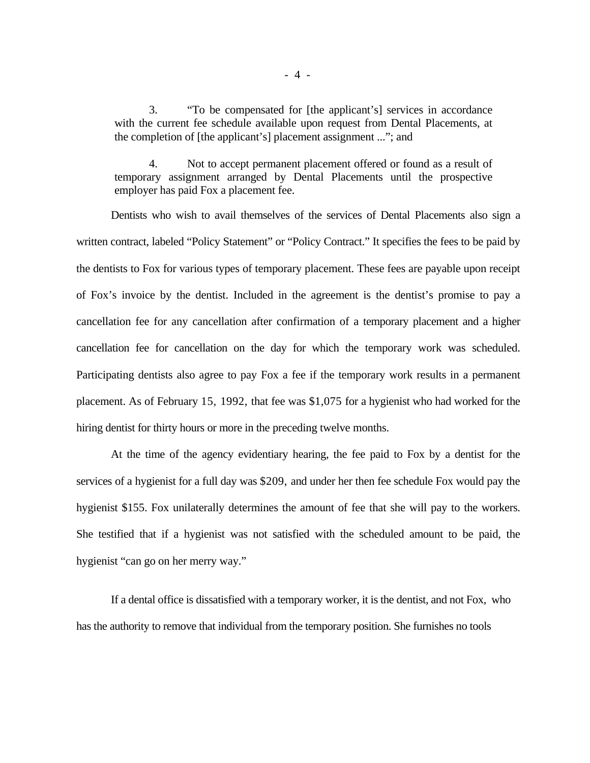> 3. "To be compensated for [the applicant's] services in accordance with the current fee schedule available upon request from Dental Placements, at the completion of [the applicant's] placement assignment ..."; and
>
> 4. Not to accept permanent placement offered or found as a result of temporary assignment arranged by Dental Placements until the prospective employer has paid Fox a placement fee.

Dentists who wish to avail themselves of the services of Dental Placements also sign a written contract, labeled "Policy Statement" or "Policy Contract." It specifies the fees to be paid by the dentists to Fox for various types of temporary placement. These fees are payable upon receipt of Fox's invoice by the dentist. Included in the agreement is the dentist's promise to pay a cancellation fee for any cancellation after confirmation of a temporary placement and a higher cancellation fee for cancellation on the day for which the temporary work was scheduled. Participating dentists also agree to pay Fox a fee if the temporary work results in a permanent placement. As of February 15, 1992, that fee was $1,075 for a hygienist who had worked for the hiring dentist for thirty hours or more in the preceding twelve months.

At the time of the agency evidentiary hearing, the fee paid to Fox by a dentist for the services of a hygienist for a full day was $209, and under her then fee schedule Fox would pay the hygienist $155. Fox unilaterally determines the amount of fee that she will pay to the workers. She testified that if a hygienist was not satisfied with the scheduled amount to be paid, the hygienist "can go on her merry way."

If a dental office is dissatisfied with a temporary worker, it is the dentist, and not Fox, who has the authority to remove that individual from the temporary position. She furnishes no tools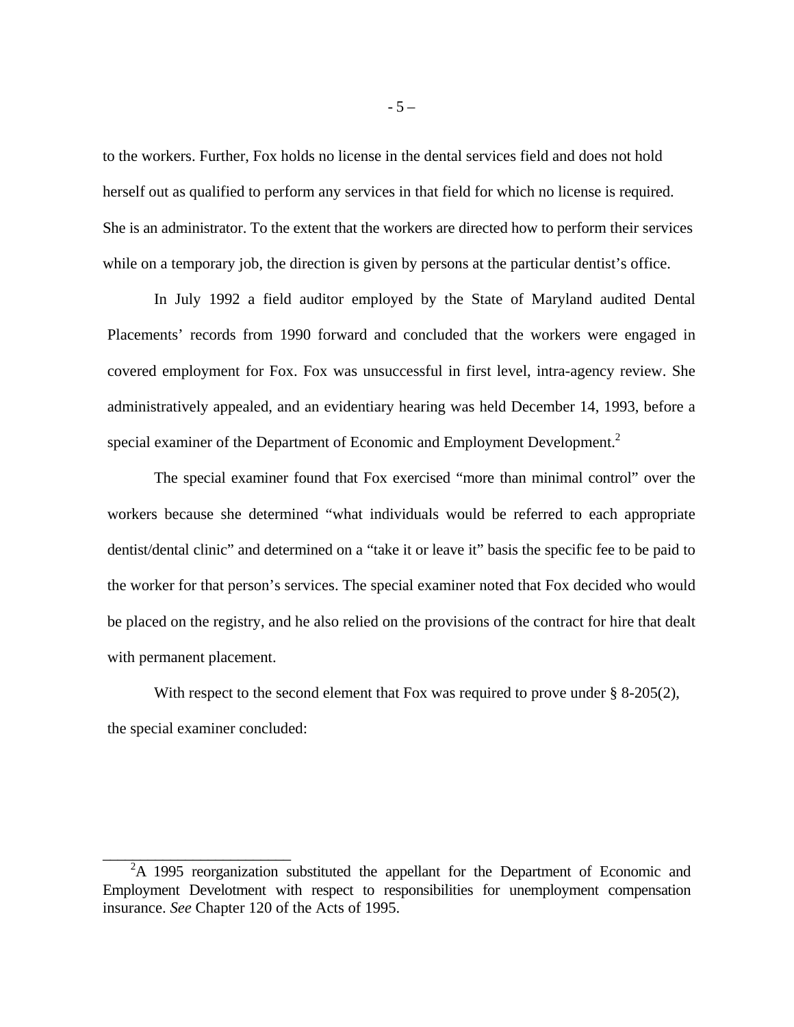to the workers. Further, Fox holds no license in the dental services field and does not hold herself out as qualified to perform any services in that field for which no license is required. She is an administrator. To the extent that the workers are directed how to perform their services while on a temporary job, the direction is given by persons at the particular dentist's office.

In July 1992 a field auditor employed by the State of Maryland audited Dental Placements' records from 1990 forward and concluded that the workers were engaged in covered employment for Fox. Fox was unsuccessful in first level, intra-agency review. She administratively appealed, and an evidentiary hearing was held December 14, 1993, before a special examiner of the Department of Economic and Employment Development.[2]

The special examiner found that Fox exercised "more than minimal control" over the workers because she determined "what individuals would be referred to each appropriate dentist/dental clinic" and determined on a "take it or leave it" basis the specific fee to be paid to the worker for that person's services. The special examiner noted that Fox decided who would be placed on the registry, and he also relied on the provisions of the contract for hire that dealt with permanent placement.

With respect to the second element that Fox was required to prove under § 8-205(2), the special examiner concluded:

---

[2]A 1995 reorganization substituted the appellant for the Department of Economic and Employment Develotment with respect to responsibilities for unemployment compensation insurance. *See* Chapter 120 of the Acts of 1995.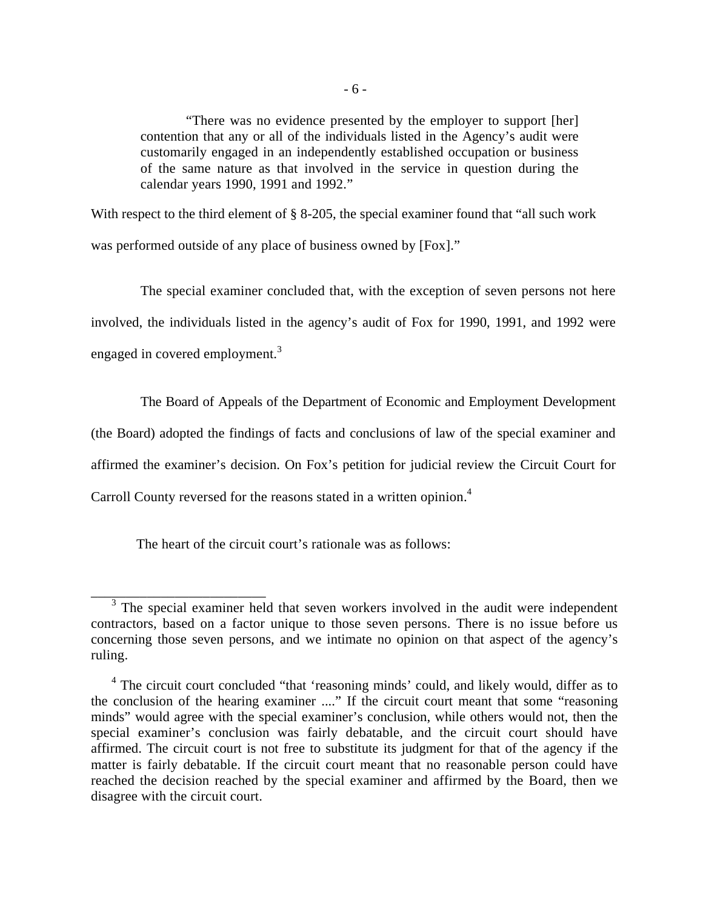> "There was no evidence presented by the employer to support [her] contention that any or all of the individuals listed in the Agency's audit were customarily engaged in an independently established occupation or business of the same nature as that involved in the service in question during the calendar years 1990, 1991 and 1992."

With respect to the third element of § 8-205, the special examiner found that "all such work was performed outside of any place of business owned by [Fox]."

The special examiner concluded that, with the exception of seven persons not here involved, the individuals listed in the agency's audit of Fox for 1990, 1991, and 1992 were engaged in covered employment.[3]

The Board of Appeals of the Department of Economic and Employment Development (the Board) adopted the findings of facts and conclusions of law of the special examiner and affirmed the examiner's decision. On Fox's petition for judicial review the Circuit Court for Carroll County reversed for the reasons stated in a written opinion.[4]

The heart of the circuit court's rationale was as follows:

---

[3] The special examiner held that seven workers involved in the audit were independent contractors, based on a factor unique to those seven persons. There is no issue before us concerning those seven persons, and we intimate no opinion on that aspect of the agency's ruling.

[4] The circuit court concluded "that 'reasoning minds' could, and likely would, differ as to the conclusion of the hearing examiner ...." If the circuit court meant that some "reasoning minds" would agree with the special examiner's conclusion, while others would not, then the special examiner's conclusion was fairly debatable, and the circuit court should have affirmed. The circuit court is not free to substitute its judgment for that of the agency if the matter is fairly debatable. If the circuit court meant that no reasonable person could have reached the decision reached by the special examiner and affirmed by the Board, then we disagree with the circuit court.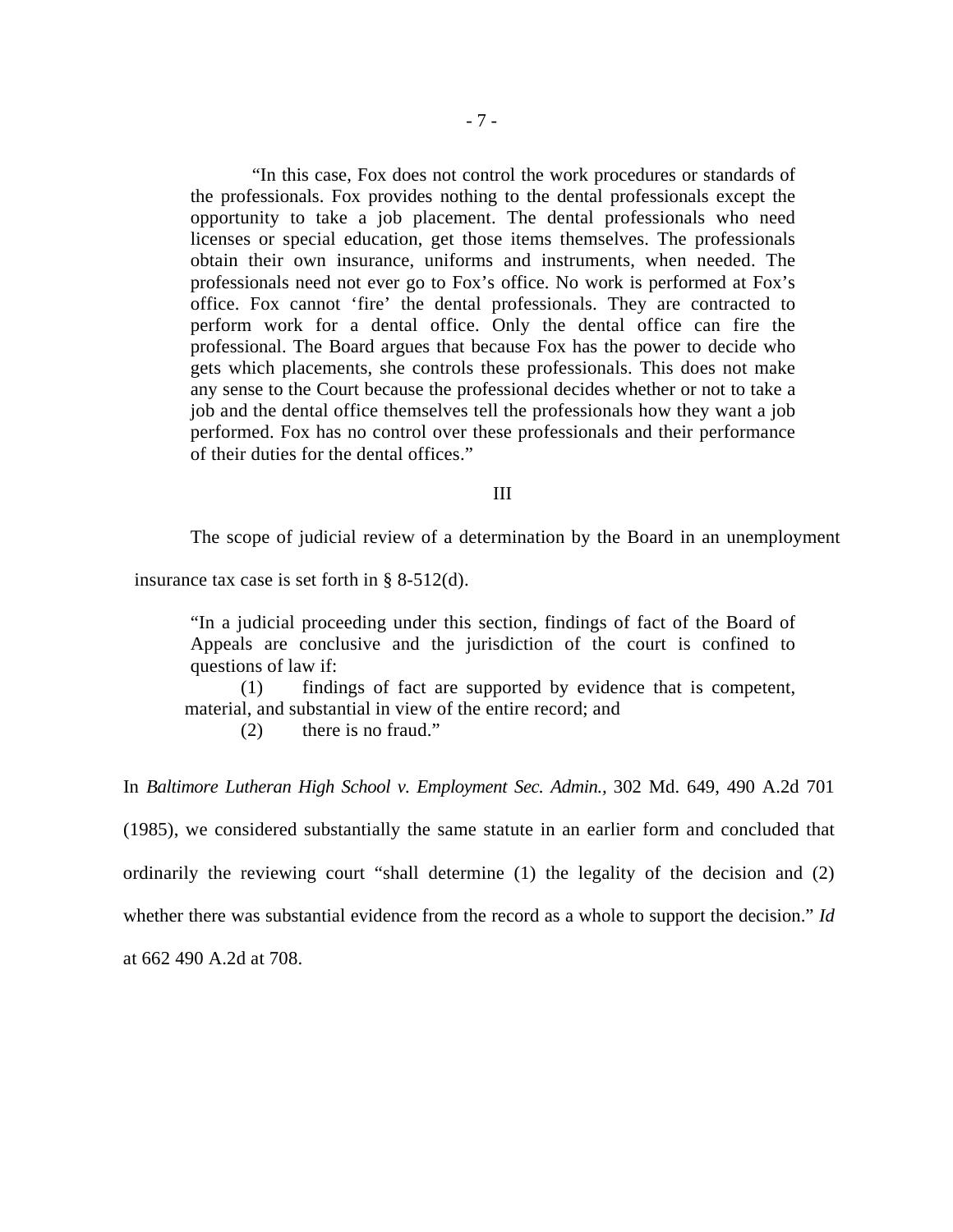> "In this case, Fox does not control the work procedures or standards of the professionals. Fox provides nothing to the dental professionals except the opportunity to take a job placement. The dental professionals who need licenses or special education, get those items themselves. The professionals obtain their own insurance, uniforms and instruments, when needed. The professionals need not ever go to Fox's office. No work is performed at Fox's office. Fox cannot 'fire' the dental professionals. They are contracted to perform work for a dental office. Only the dental office can fire the professional. The Board argues that because Fox has the power to decide who gets which placements, she controls these professionals. This does not make any sense to the Court because the professional decides whether or not to take a job and the dental office themselves tell the professionals how they want a job performed. Fox has no control over these professionals and their performance of their duties for the dental offices."

III

The scope of judicial review of a determination by the Board in an unemployment insurance tax case is set forth in § 8-512(d).

> "In a judicial proceeding under this section, findings of fact of the Board of Appeals are conclusive and the jurisdiction of the court is confined to questions of law if:
>
> (1) findings of fact are supported by evidence that is competent, material, and substantial in view of the entire record; and
>
> (2) there is no fraud."

In *Baltimore Lutheran High School v. Employment Sec. Admin.,* 302 Md. 649, 490 A.2d 701 (1985), we considered substantially the same statute in an earlier form and concluded that ordinarily the reviewing court "shall determine (1) the legality of the decision and (2) whether there was substantial evidence from the record as a whole to support the decision." *Id* at 662 490 A.2d at 708.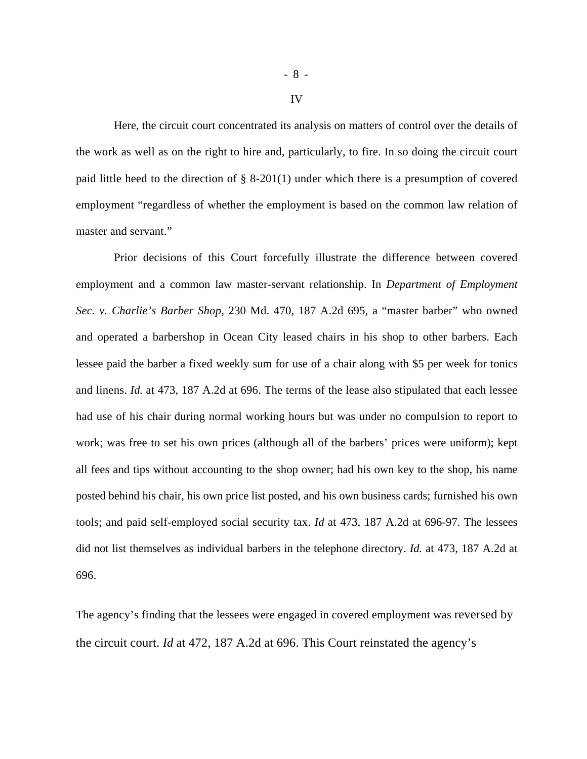IV

Here, the circuit court concentrated its analysis on matters of control over the details of the work as well as on the right to hire and, particularly, to fire. In so doing the circuit court paid little heed to the direction of § 8-201(1) under which there is a presumption of covered employment "regardless of whether the employment is based on the common law relation of master and servant."

Prior decisions of this Court forcefully illustrate the difference between covered employment and a common law master-servant relationship. In *Department of Employment Sec. v. Charlie's Barber Shop,* 230 Md. 470, 187 A.2d 695, a "master barber" who owned and operated a barbershop in Ocean City leased chairs in his shop to other barbers. Each lessee paid the barber a fixed weekly sum for use of a chair along with $5 per week for tonics and linens. *Id.* at 473, 187 A.2d at 696. The terms of the lease also stipulated that each lessee had use of his chair during normal working hours but was under no compulsion to report to work; was free to set his own prices (although all of the barbers' prices were uniform); kept all fees and tips without accounting to the shop owner; had his own key to the shop, his name posted behind his chair, his own price list posted, and his own business cards; furnished his own tools; and paid self-employed social security tax. *Id* at 473, 187 A.2d at 696-97. The lessees did not list themselves as individual barbers in the telephone directory. *Id.* at 473, 187 A.2d at 696.

The agency's finding that the lessees were engaged in covered employment was reversed by the circuit court. *Id* at 472, 187 A.2d at 696. This Court reinstated the agency's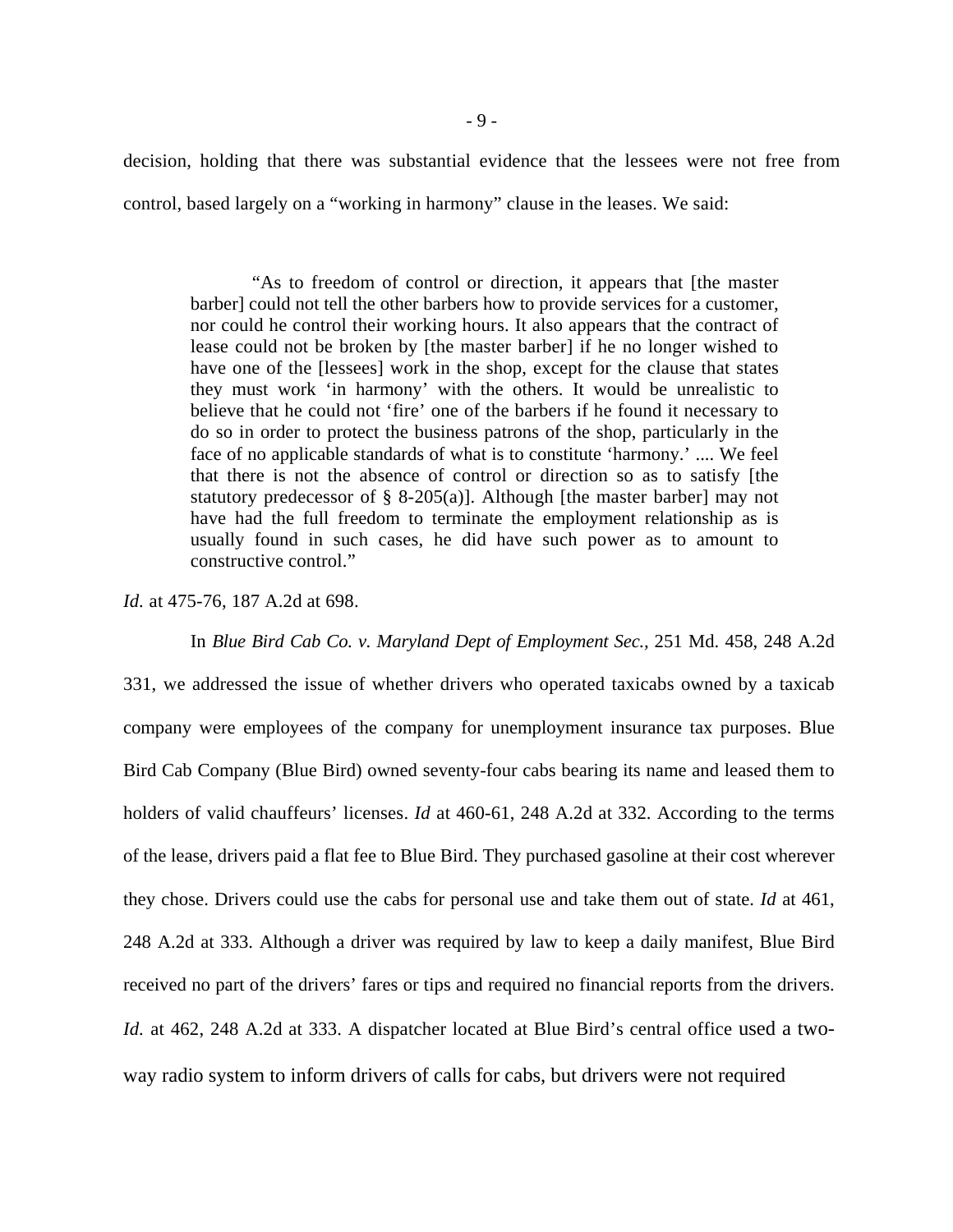decision, holding that there was substantial evidence that the lessees were not free from control, based largely on a "working in harmony" clause in the leases. We said:

> "As to freedom of control or direction, it appears that [the master barber] could not tell the other barbers how to provide services for a customer, nor could he control their working hours. It also appears that the contract of lease could not be broken by [the master barber] if he no longer wished to have one of the [lessees] work in the shop, except for the clause that states they must work 'in harmony' with the others. It would be unrealistic to believe that he could not 'fire' one of the barbers if he found it necessary to do so in order to protect the business patrons of the shop, particularly in the face of no applicable standards of what is to constitute 'harmony.' .... We feel that there is not the absence of control or direction so as to satisfy [the statutory predecessor of § 8-205(a)]. Although [the master barber] may not have had the full freedom to terminate the employment relationship as is usually found in such cases, he did have such power as to amount to constructive control."

*Id.* at 475-76, 187 A.2d at 698.

In *Blue Bird Cab Co. v. Maryland Dept of Employment Sec.*, 251 Md. 458, 248 A.2d 331, we addressed the issue of whether drivers who operated taxicabs owned by a taxicab company were employees of the company for unemployment insurance tax purposes. Blue Bird Cab Company (Blue Bird) owned seventy-four cabs bearing its name and leased them to holders of valid chauffeurs' licenses. *Id* at 460-61, 248 A.2d at 332. According to the terms of the lease, drivers paid a flat fee to Blue Bird. They purchased gasoline at their cost wherever they chose. Drivers could use the cabs for personal use and take them out of state. *Id* at 461, 248 A.2d at 333. Although a driver was required by law to keep a daily manifest, Blue Bird received no part of the drivers' fares or tips and required no financial reports from the drivers. *Id.* at 462, 248 A.2d at 333. A dispatcher located at Blue Bird's central office used a two-way radio system to inform drivers of calls for cabs, but drivers were not required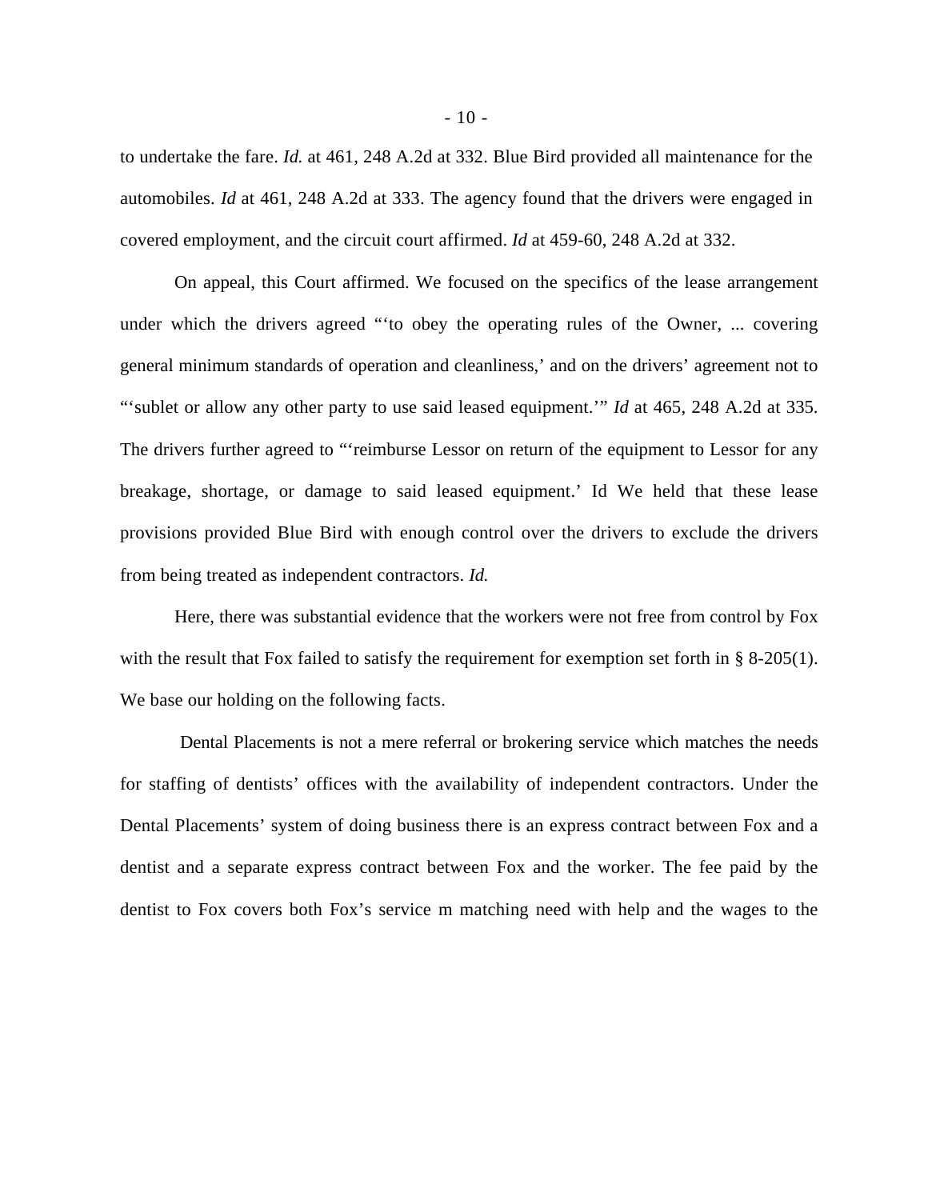to undertake the fare. *Id.* at 461, 248 A.2d at 332. Blue Bird provided all maintenance for the automobiles. *Id* at 461, 248 A.2d at 333. The agency found that the drivers were engaged in covered employment, and the circuit court affirmed. *Id* at 459-60, 248 A.2d at 332.

On appeal, this Court affirmed. We focused on the specifics of the lease arrangement under which the drivers agreed "'to obey the operating rules of the Owner, ... covering general minimum standards of operation and cleanliness,' and on the drivers' agreement not to "'sublet or allow any other party to use said leased equipment.'" *Id* at 465, 248 A.2d at 335. The drivers further agreed to "'reimburse Lessor on return of the equipment to Lessor for any breakage, shortage, or damage to said leased equipment.' Id We held that these lease provisions provided Blue Bird with enough control over the drivers to exclude the drivers from being treated as independent contractors. *Id.*

Here, there was substantial evidence that the workers were not free from control by Fox with the result that Fox failed to satisfy the requirement for exemption set forth in § 8-205(1). We base our holding on the following facts.

Dental Placements is not a mere referral or brokering service which matches the needs for staffing of dentists' offices with the availability of independent contractors. Under the Dental Placements' system of doing business there is an express contract between Fox and a dentist and a separate express contract between Fox and the worker. The fee paid by the dentist to Fox covers both Fox's service m matching need with help and the wages to the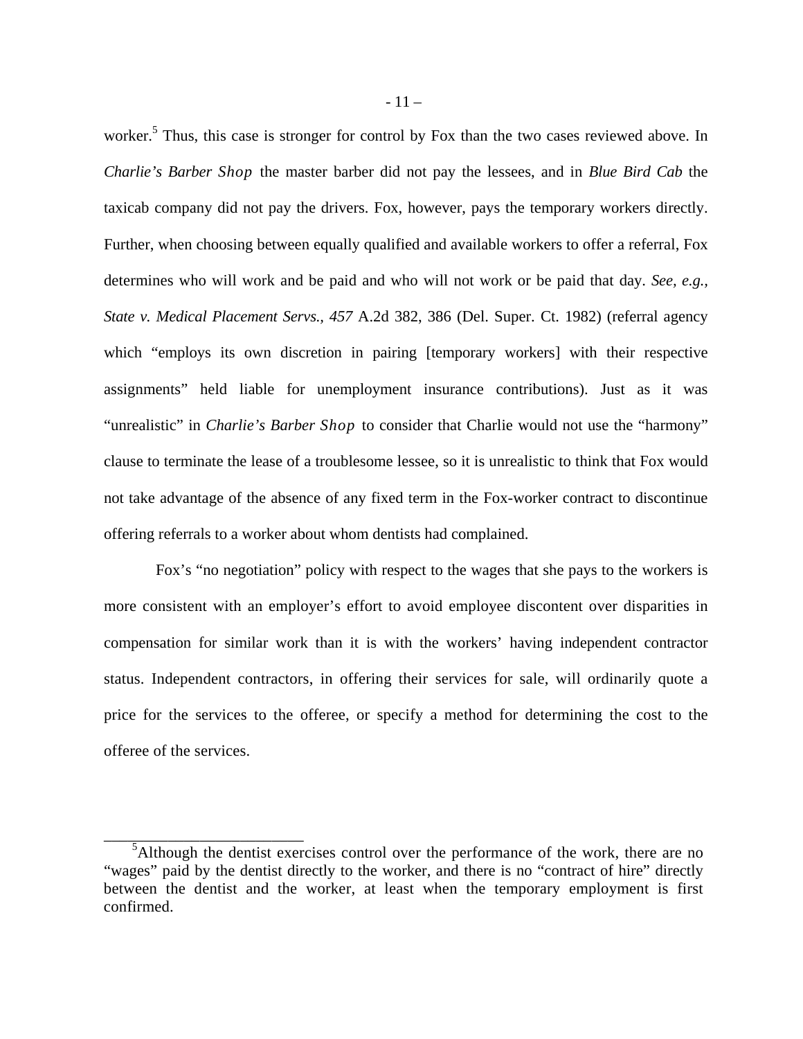worker.[5] Thus, this case is stronger for control by Fox than the two cases reviewed above. In *Charlie's Barber Shop* the master barber did not pay the lessees, and in *Blue Bird Cab* the taxicab company did not pay the drivers. Fox, however, pays the temporary workers directly. Further, when choosing between equally qualified and available workers to offer a referral, Fox determines who will work and be paid and who will not work or be paid that day. *See, e.g., State v. Medical Placement Servs., 457* A.2d 382, 386 (Del. Super. Ct. 1982) (referral agency which "employs its own discretion in pairing [temporary workers] with their respective assignments" held liable for unemployment insurance contributions). Just as it was "unrealistic" in *Charlie's Barber Shop* to consider that Charlie would not use the "harmony" clause to terminate the lease of a troublesome lessee, so it is unrealistic to think that Fox would not take advantage of the absence of any fixed term in the Fox-worker contract to discontinue offering referrals to a worker about whom dentists had complained.

Fox's "no negotiation" policy with respect to the wages that she pays to the workers is more consistent with an employer's effort to avoid employee discontent over disparities in compensation for similar work than it is with the workers' having independent contractor status. Independent contractors, in offering their services for sale, will ordinarily quote a price for the services to the offeree, or specify a method for determining the cost to the offeree of the services.

---

[5] Although the dentist exercises control over the performance of the work, there are no "wages" paid by the dentist directly to the worker, and there is no "contract of hire" directly between the dentist and the worker, at least when the temporary employment is first confirmed.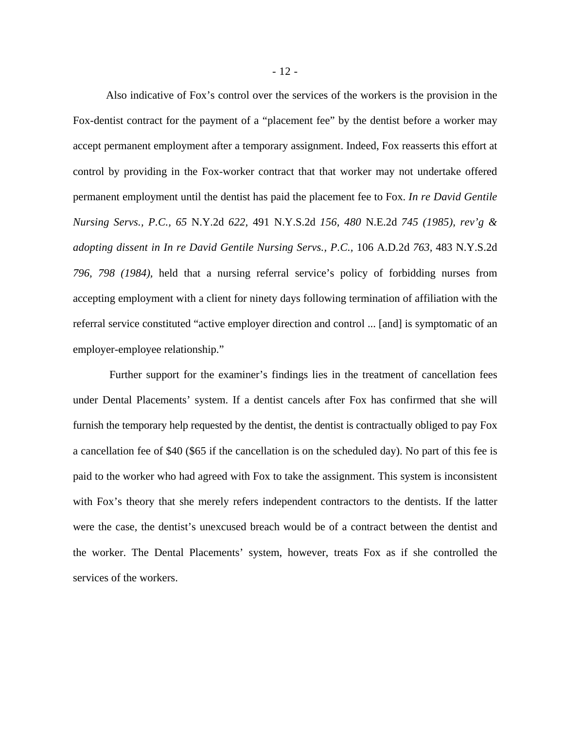Also indicative of Fox's control over the services of the workers is the provision in the Fox-dentist contract for the payment of a "placement fee" by the dentist before a worker may accept permanent employment after a temporary assignment. Indeed, Fox reasserts this effort at control by providing in the Fox-worker contract that that worker may not undertake offered permanent employment until the dentist has paid the placement fee to Fox. *In re David Gentile Nursing Servs., P.C., 65* N.Y.2d *622,* 491 N.Y.S.2d *156, 480* N.E.2d *745 (1985), rev'g & adopting dissent in In re David Gentile Nursing Servs., P.C.,* 106 A.D.2d *763,* 483 N.Y.S.2d *796, 798 (1984),* held that a nursing referral service's policy of forbidding nurses from accepting employment with a client for ninety days following termination of affiliation with the referral service constituted "active employer direction and control ... [and] is symptomatic of an employer-employee relationship."

Further support for the examiner's findings lies in the treatment of cancellation fees under Dental Placements' system. If a dentist cancels after Fox has confirmed that she will furnish the temporary help requested by the dentist, the dentist is contractually obliged to pay Fox a cancellation fee of $40 ($65 if the cancellation is on the scheduled day). No part of this fee is paid to the worker who had agreed with Fox to take the assignment. This system is inconsistent with Fox's theory that she merely refers independent contractors to the dentists. If the latter were the case, the dentist's unexcused breach would be of a contract between the dentist and the worker. The Dental Placements' system, however, treats Fox as if she controlled the services of the workers.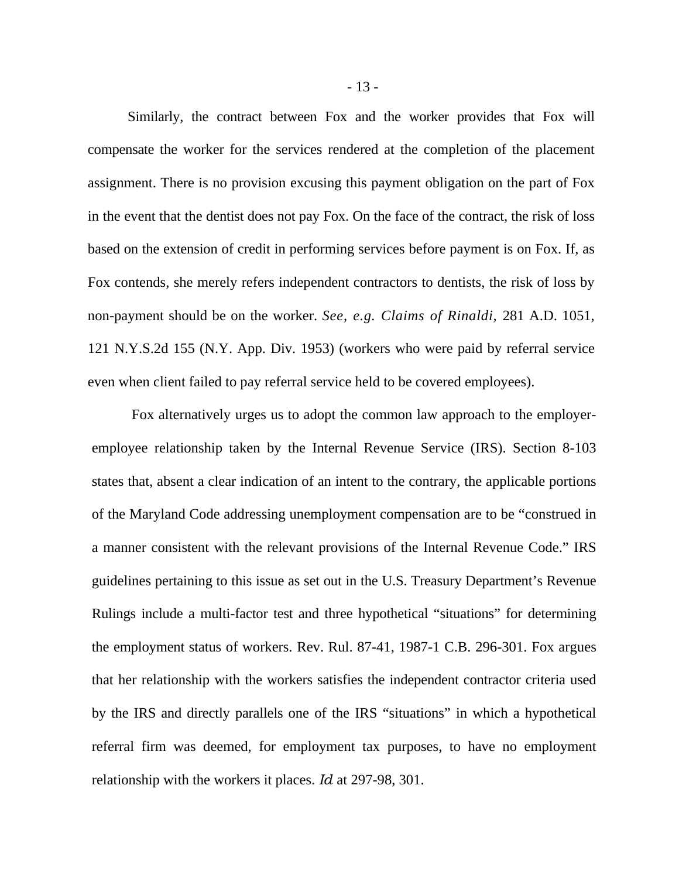Similarly, the contract between Fox and the worker provides that Fox will compensate the worker for the services rendered at the completion of the placement assignment. There is no provision excusing this payment obligation on the part of Fox in the event that the dentist does not pay Fox. On the face of the contract, the risk of loss based on the extension of credit in performing services before payment is on Fox. If, as Fox contends, she merely refers independent contractors to dentists, the risk of loss by non-payment should be on the worker. *See, e.g. Claims of Rinaldi,* 281 A.D. 1051, 121 N.Y.S.2d 155 (N.Y. App. Div. 1953) (workers who were paid by referral service even when client failed to pay referral service held to be covered employees).

Fox alternatively urges us to adopt the common law approach to the employer-employee relationship taken by the Internal Revenue Service (IRS). Section 8-103 states that, absent a clear indication of an intent to the contrary, the applicable portions of the Maryland Code addressing unemployment compensation are to be "construed in a manner consistent with the relevant provisions of the Internal Revenue Code." IRS guidelines pertaining to this issue as set out in the U.S. Treasury Department's Revenue Rulings include a multi-factor test and three hypothetical "situations" for determining the employment status of workers. Rev. Rul. 87-41, 1987-1 C.B. 296-301. Fox argues that her relationship with the workers satisfies the independent contractor criteria used by the IRS and directly parallels one of the IRS "situations" in which a hypothetical referral firm was deemed, for employment tax purposes, to have no employment relationship with the workers it places. *Id* at 297-98, 301.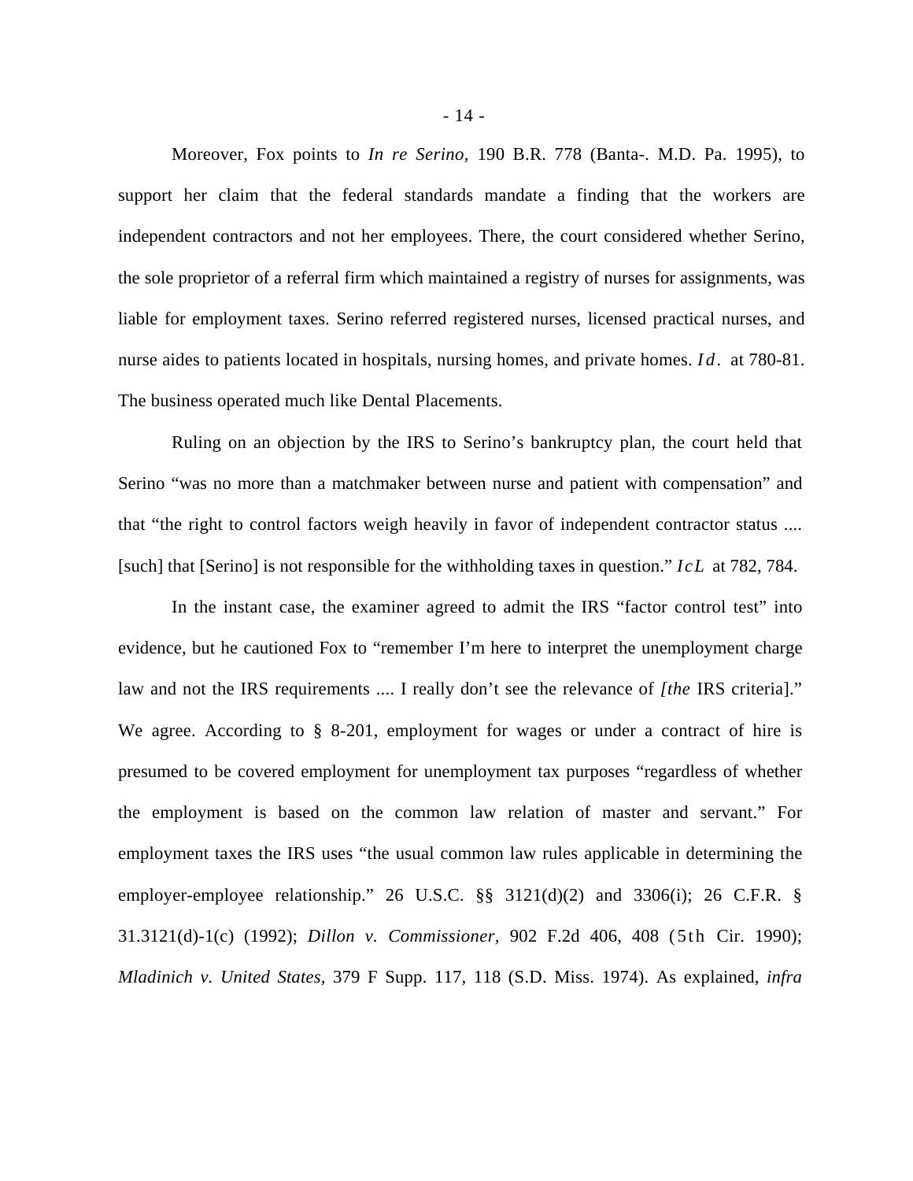Moreover, Fox points to *In re Serino,* 190 B.R. 778 (Banta-. M.D. Pa. 1995), to support her claim that the federal standards mandate a finding that the workers are independent contractors and not her employees. There, the court considered whether Serino, the sole proprietor of a referral firm which maintained a registry of nurses for assignments, was liable for employment taxes. Serino referred registered nurses, licensed practical nurses, and nurse aides to patients located in hospitals, nursing homes, and private homes. *Id.* at 780-81. The business operated much like Dental Placements.

Ruling on an objection by the IRS to Serino's bankruptcy plan, the court held that Serino "was no more than a matchmaker between nurse and patient with compensation" and that "the right to control factors weigh heavily in favor of independent contractor status .... [such] that [Serino] is not responsible for the withholding taxes in question." *IcL* at 782, 784.

In the instant case, the examiner agreed to admit the IRS "factor control test" into evidence, but he cautioned Fox to "remember I'm here to interpret the unemployment charge law and not the IRS requirements .... I really don't see the relevance of *[the* IRS criteria]." We agree. According to § 8-201, employment for wages or under a contract of hire is presumed to be covered employment for unemployment tax purposes "regardless of whether the employment is based on the common law relation of master and servant." For employment taxes the IRS uses "the usual common law rules applicable in determining the employer-employee relationship." 26 U.S.C. §§ 3121(d)(2) and 3306(i); 26 C.F.R. § 31.3121(d)-1(c) (1992); *Dillon v. Commissioner,* 902 F.2d 406, 408 (5th Cir. 1990); *Mladinich v. United States*, 379 F Supp. 117, 118 (S.D. Miss. 1974). As explained, *infra*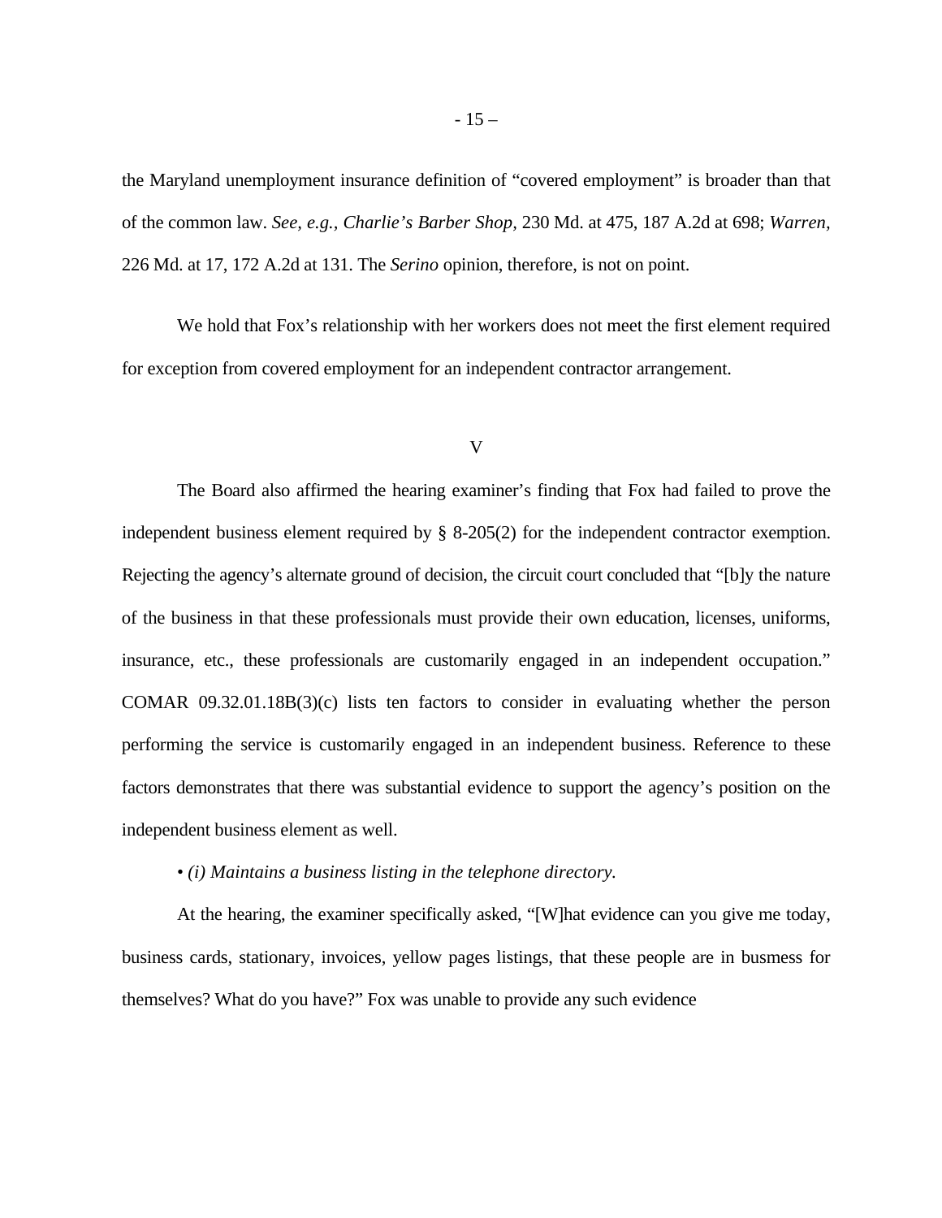the Maryland unemployment insurance definition of "covered employment" is broader than that of the common law. *See, e.g., Charlie's Barber Shop*, 230 Md. at 475, 187 A.2d at 698; *Warren*, 226 Md. at 17, 172 A.2d at 131. The *Serino* opinion, therefore, is not on point.

We hold that Fox's relationship with her workers does not meet the first element required for exception from covered employment for an independent contractor arrangement.

## V

The Board also affirmed the hearing examiner's finding that Fox had failed to prove the independent business element required by § 8-205(2) for the independent contractor exemption. Rejecting the agency's alternate ground of decision, the circuit court concluded that "[b]y the nature of the business in that these professionals must provide their own education, licenses, uniforms, insurance, etc., these professionals are customarily engaged in an independent occupation." COMAR 09.32.01.18B(3)(c) lists ten factors to consider in evaluating whether the person performing the service is customarily engaged in an independent business. Reference to these factors demonstrates that there was substantial evidence to support the agency's position on the independent business element as well.

• *(i) Maintains a business listing in the telephone directory.*

At the hearing, the examiner specifically asked, "[W]hat evidence can you give me today, business cards, stationary, invoices, yellow pages listings, that these people are in busmess for themselves? What do you have?" Fox was unable to provide any such evidence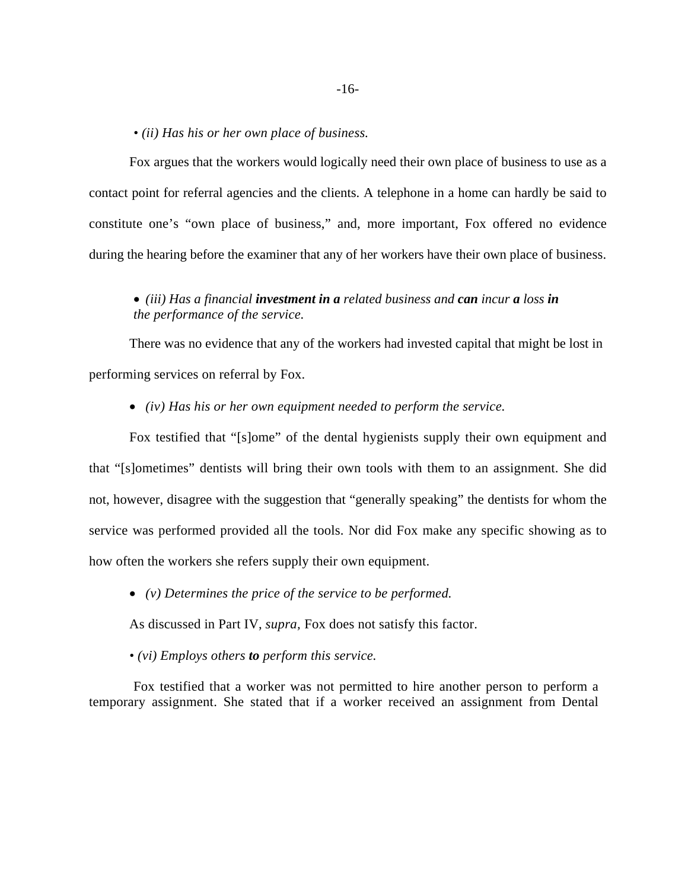• *(ii) Has his or her own place of business.*

Fox argues that the workers would logically need their own place of business to use as a contact point for referral agencies and the clients. A telephone in a home can hardly be said to constitute one's "own place of business," and, more important, Fox offered no evidence during the hearing before the examiner that any of her workers have their own place of business.

• *(iii) Has a financial* ***investment in a*** *related business and* ***can*** *incur* ***a*** *loss* ***in*** *the performance of the service.*

There was no evidence that any of the workers had invested capital that might be lost in performing services on referral by Fox.

• *(iv) Has his or her own equipment needed to perform the service.*

Fox testified that "[s]ome" of the dental hygienists supply their own equipment and that "[s]ometimes" dentists will bring their own tools with them to an assignment. She did not, however, disagree with the suggestion that "generally speaking" the dentists for whom the service was performed provided all the tools. Nor did Fox make any specific showing as to how often the workers she refers supply their own equipment.

• *(v) Determines the price of the service to be performed.*

As discussed in Part IV, *supra*, Fox does not satisfy this factor.

• *(vi) Employs others* ***to*** *perform this service.*

Fox testified that a worker was not permitted to hire another person to perform a temporary assignment. She stated that if a worker received an assignment from Dental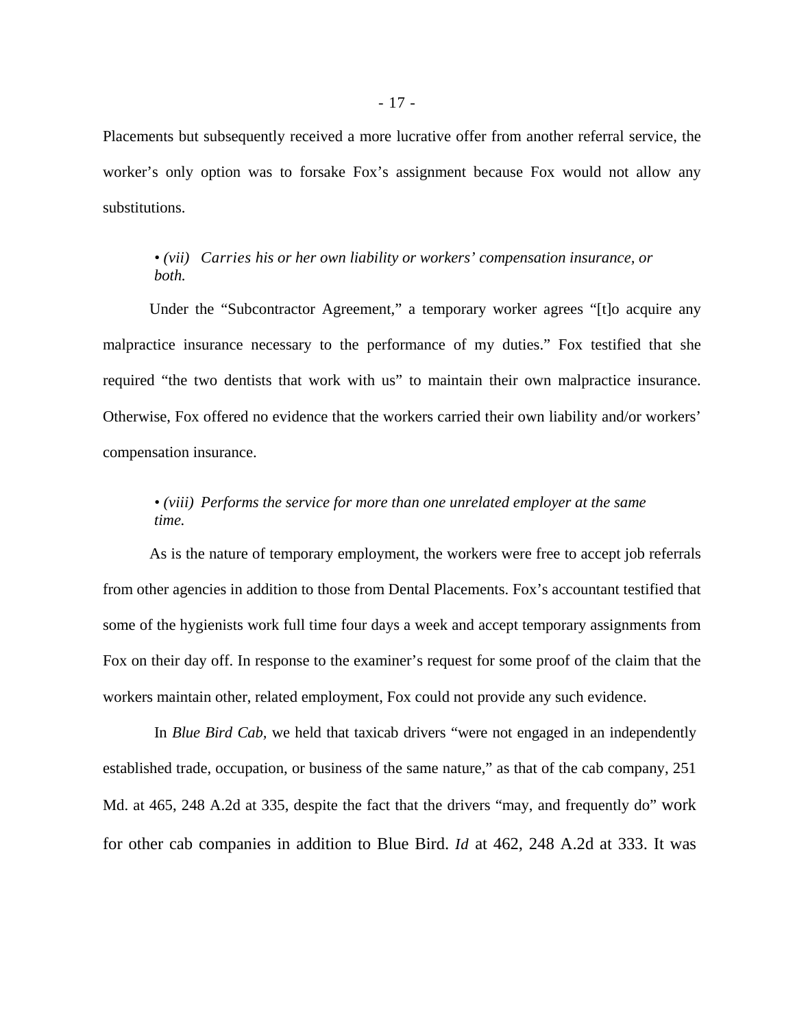Placements but subsequently received a more lucrative offer from another referral service, the worker's only option was to forsake Fox's assignment because Fox would not allow any substitutions.

• *(vii) Carries his or her own liability or workers' compensation insurance, or both.*

Under the "Subcontractor Agreement," a temporary worker agrees "[t]o acquire any malpractice insurance necessary to the performance of my duties." Fox testified that she required "the two dentists that work with us" to maintain their own malpractice insurance. Otherwise, Fox offered no evidence that the workers carried their own liability and/or workers' compensation insurance.

• *(viii) Performs the service for more than one unrelated employer at the same time.*

As is the nature of temporary employment, the workers were free to accept job referrals from other agencies in addition to those from Dental Placements. Fox's accountant testified that some of the hygienists work full time four days a week and accept temporary assignments from Fox on their day off. In response to the examiner's request for some proof of the claim that the workers maintain other, related employment, Fox could not provide any such evidence.

In *Blue Bird Cab,* we held that taxicab drivers "were not engaged in an independently established trade, occupation, or business of the same nature," as that of the cab company, 251 Md. at 465, 248 A.2d at 335, despite the fact that the drivers "may, and frequently do" work for other cab companies in addition to Blue Bird. *Id* at 462, 248 A.2d at 333. It was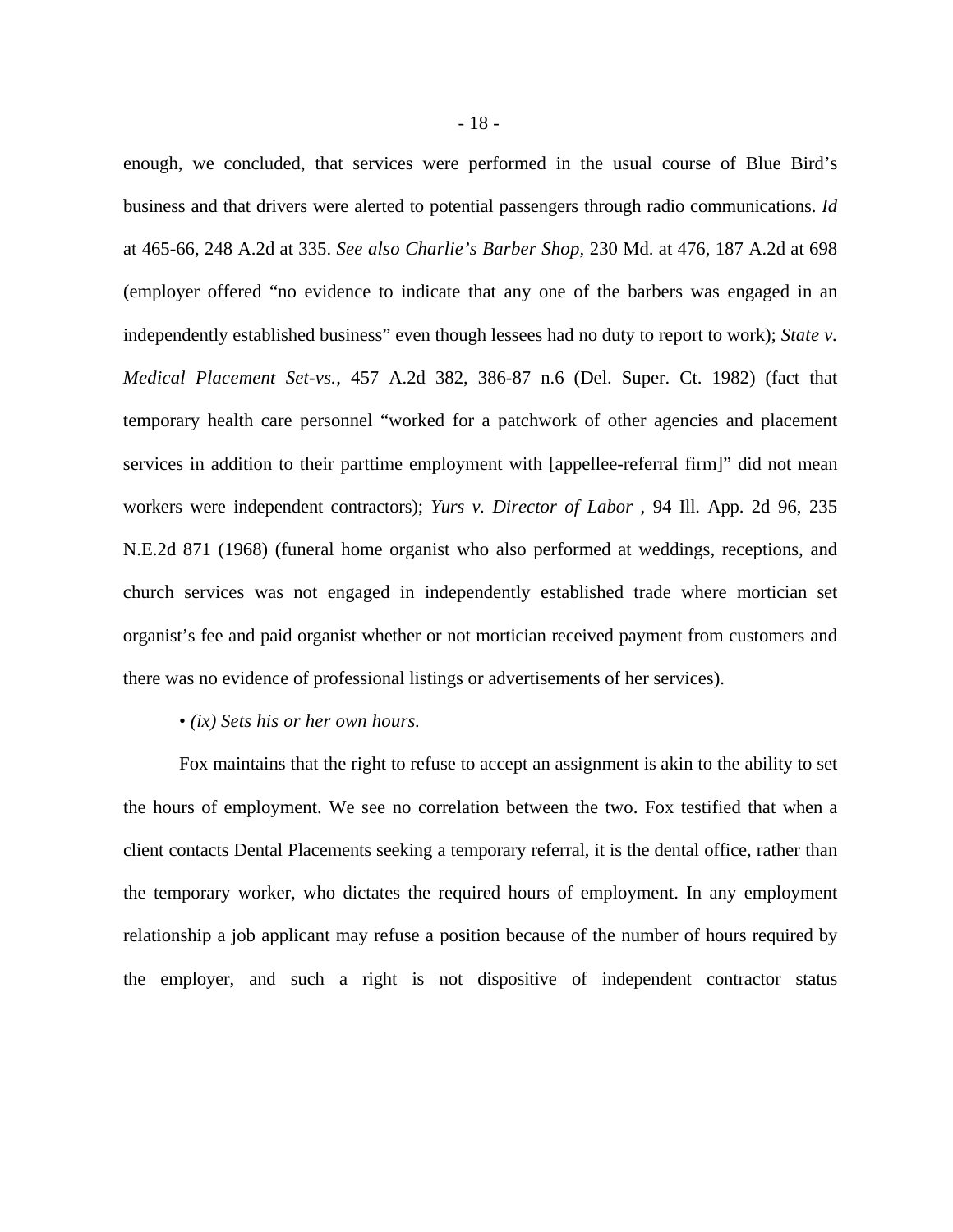enough, we concluded, that services were performed in the usual course of Blue Bird's business and that drivers were alerted to potential passengers through radio communications. *Id* at 465-66, 248 A.2d at 335. *See also Charlie's Barber Shop,* 230 Md. at 476, 187 A.2d at 698 (employer offered "no evidence to indicate that any one of the barbers was engaged in an independently established business" even though lessees had no duty to report to work); *State v. Medical Placement Set-vs.,* 457 A.2d 382, 386-87 n.6 (Del. Super. Ct. 1982) (fact that temporary health care personnel "worked for a patchwork of other agencies and placement services in addition to their parttime employment with [appellee-referral firm]" did not mean workers were independent contractors); *Yurs v. Director of Labor* , 94 Ill. App. 2d 96, 235 N.E.2d 871 (1968) (funeral home organist who also performed at weddings, receptions, and church services was not engaged in independently established trade where mortician set organist's fee and paid organist whether or not mortician received payment from customers and there was no evidence of professional listings or advertisements of her services).

• *(ix) Sets his or her own hours.*

Fox maintains that the right to refuse to accept an assignment is akin to the ability to set the hours of employment. We see no correlation between the two. Fox testified that when a client contacts Dental Placements seeking a temporary referral, it is the dental office, rather than the temporary worker, who dictates the required hours of employment. In any employment relationship a job applicant may refuse a position because of the number of hours required by the employer, and such a right is not dispositive of independent contractor status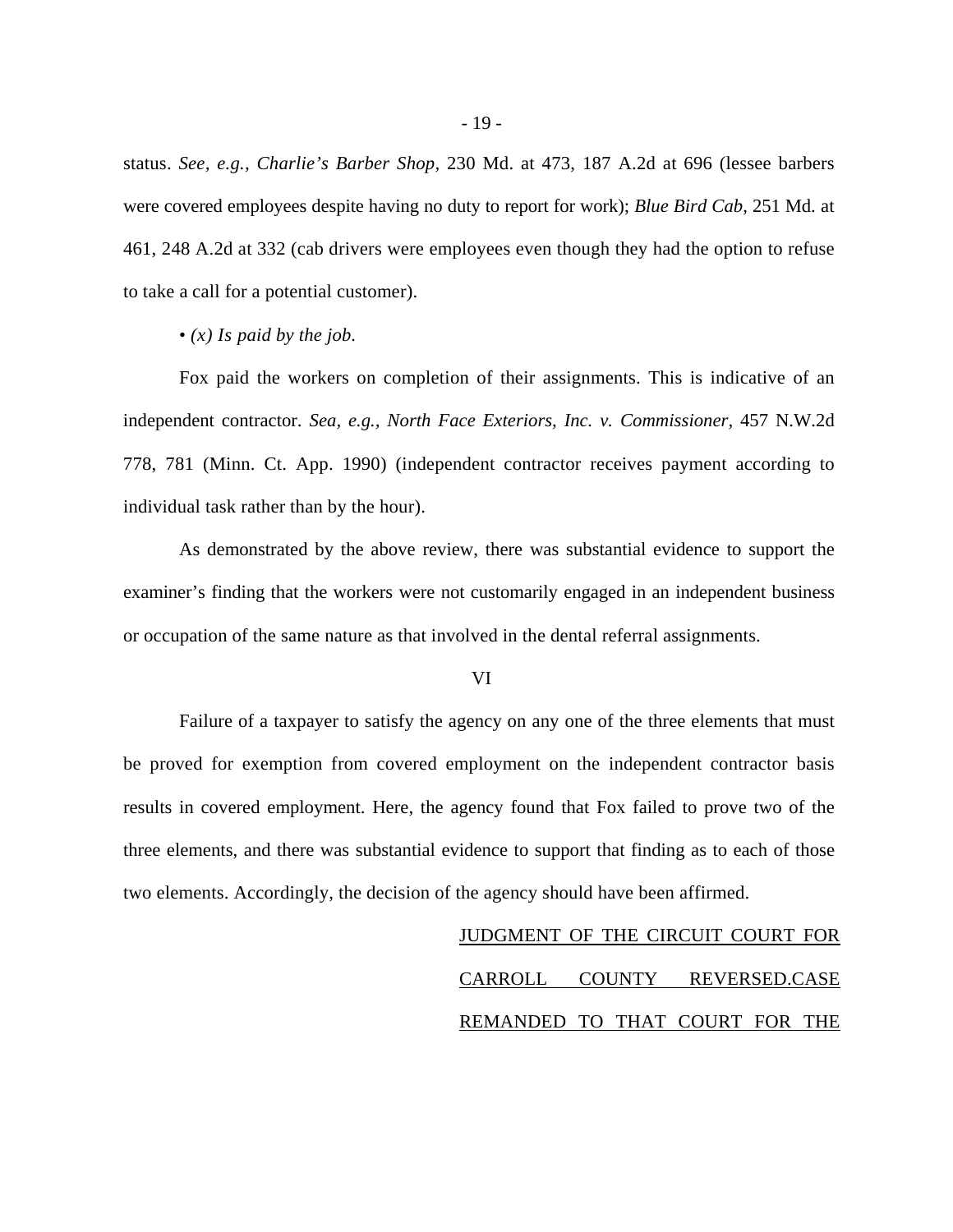status. *See, e.g., Charlie's Barber Shop,* 230 Md. at 473, 187 A.2d at 696 (lessee barbers were covered employees despite having no duty to report for work); *Blue Bird Cab,* 251 Md. at 461, 248 A.2d at 332 (cab drivers were employees even though they had the option to refuse to take a call for a potential customer).

• *(x) Is paid by the job.*

Fox paid the workers on completion of their assignments. This is indicative of an independent contractor. *Sea, e.g.*, *North Face Exteriors, Inc. v. Commissioner,* 457 N.W.2d 778, 781 (Minn. Ct. App. 1990) (independent contractor receives payment according to individual task rather than by the hour).

As demonstrated by the above review, there was substantial evidence to support the examiner's finding that the workers were not customarily engaged in an independent business or occupation of the same nature as that involved in the dental referral assignments.

VI

Failure of a taxpayer to satisfy the agency on any one of the three elements that must be proved for exemption from covered employment on the independent contractor basis results in covered employment. Here, the agency found that Fox failed to prove two of the three elements, and there was substantial evidence to support that finding as to each of those two elements. Accordingly, the decision of the agency should have been affirmed.

JUDGMENT OF THE CIRCUIT COURT FOR CARROLL COUNTY REVERSED.CASE REMANDED TO THAT COURT FOR THE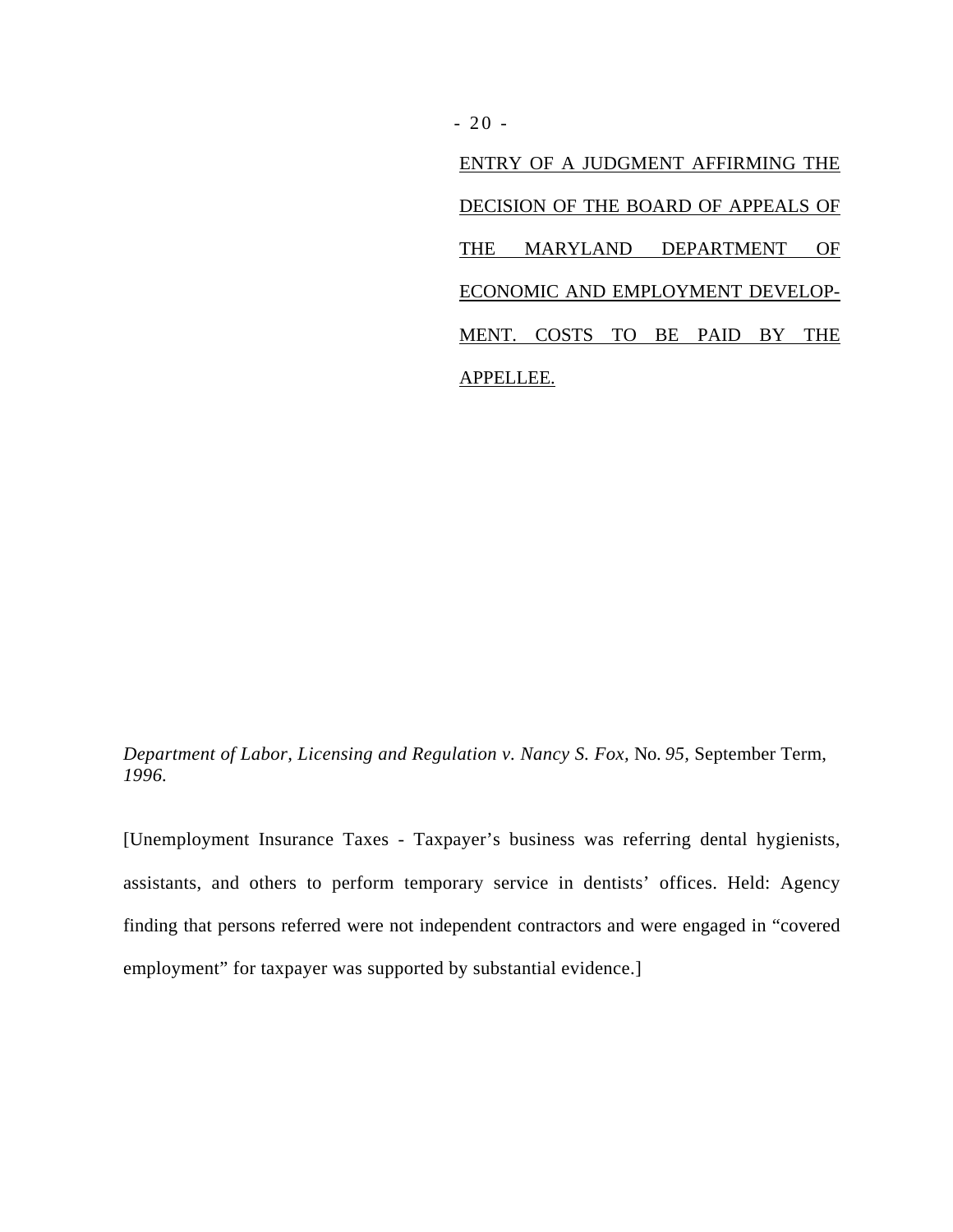ENTRY OF A JUDGMENT AFFIRMING THE DECISION OF THE BOARD OF APPEALS OF THE MARYLAND DEPARTMENT OF ECONOMIC AND EMPLOYMENT DEVELOPMENT. COSTS TO BE PAID BY THE APPELLEE.

*Department of Labor, Licensing and Regulation v. Nancy S. Fox,* No. *95,* September Term, *1996.*

[Unemployment Insurance Taxes - Taxpayer's business was referring dental hygienists, assistants, and others to perform temporary service in dentists' offices. Held: Agency finding that persons referred were not independent contractors and were engaged in "covered employment" for taxpayer was supported by substantial evidence.]